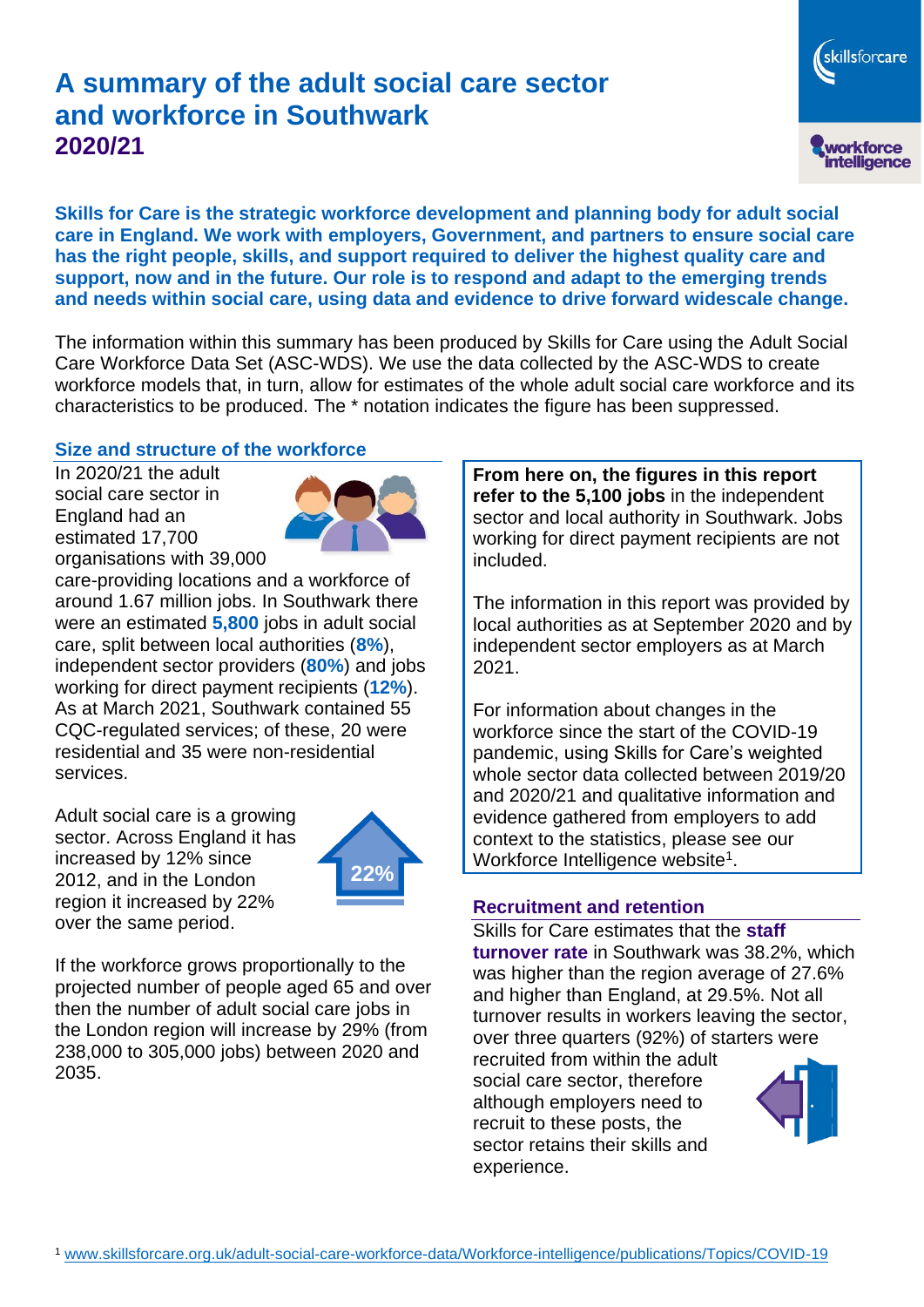# A summary of the adult social care sector and workforce in Southwark

## 2020/21

**Skills for Care is the strategic workforce development and planning body for adult social care in England. We work with employers, Government, and partners to ensure social care has the right people, skills, and support required to deliver the highest quality care and support, now and in the future. Our role is to respond and adapt to the emerging trends and needs within social care, using data and evidence to drive forward widescale change.**

The information within this summary has been produced by Skills for Care using the Adult Social Care Workforce Data Set (ASC-WDS). We use the data collected by the ASC-WDS to create workforce models that, in turn, allow for estimates of the whole adult social care workforce and its characteristics to be produced. The * notation indicates the figure has been suppressed.

### Size and structure of the workforce

In 2020/21 the adult social care sector in England had an estimated 17,700 organisations with 39,000 care-providing locations and a workforce of around 1.67 million jobs. In Southwark there were an estimated **5,800** jobs in adult social care, split between local authorities (**8%**), independent sector providers (**80%**) and jobs working for direct payment recipients (**12%**). As at March 2021, Southwark contained 55 CQC-regulated services; of these, 20 were residential and 35 were non-residential services.

Adult social care is a growing sector. Across England it has increased by 12% since 2012, and in the London region it increased by 22% over the same period.

22%

If the workforce grows proportionally to the projected number of people aged 65 and over then the number of adult social care jobs in the London region will increase by 29% (from 238,000 to 305,000 jobs) between 2020 and 2035.

**From here on, the figures in this report refer to the 5,100 jobs** in the independent sector and local authority in Southwark. Jobs working for direct payment recipients are not included.

The information in this report was provided by local authorities as at September 2020 and by independent sector employers as at March 2021.

For information about changes in the workforce since the start of the COVID-19 pandemic, using Skills for Care's weighted whole sector data collected between 2019/20 and 2020/21 and qualitative information and evidence gathered from employers to add context to the statistics, please see our Workforce Intelligence website[1].

### Recruitment and retention

Skills for Care estimates that the **staff turnover rate** in Southwark was 38.2%, which was higher than the region average of 27.6% and higher than England, at 29.5%. Not all turnover results in workers leaving the sector, over three quarters (92%) of starters were recruited from within the adult social care sector, therefore although employers need to recruit to these posts, the sector retains their skills and experience.

[1] www.skillsforcare.org.uk/adult-social-care-workforce-data/Workforce-intelligence/publications/Topics/COVID-19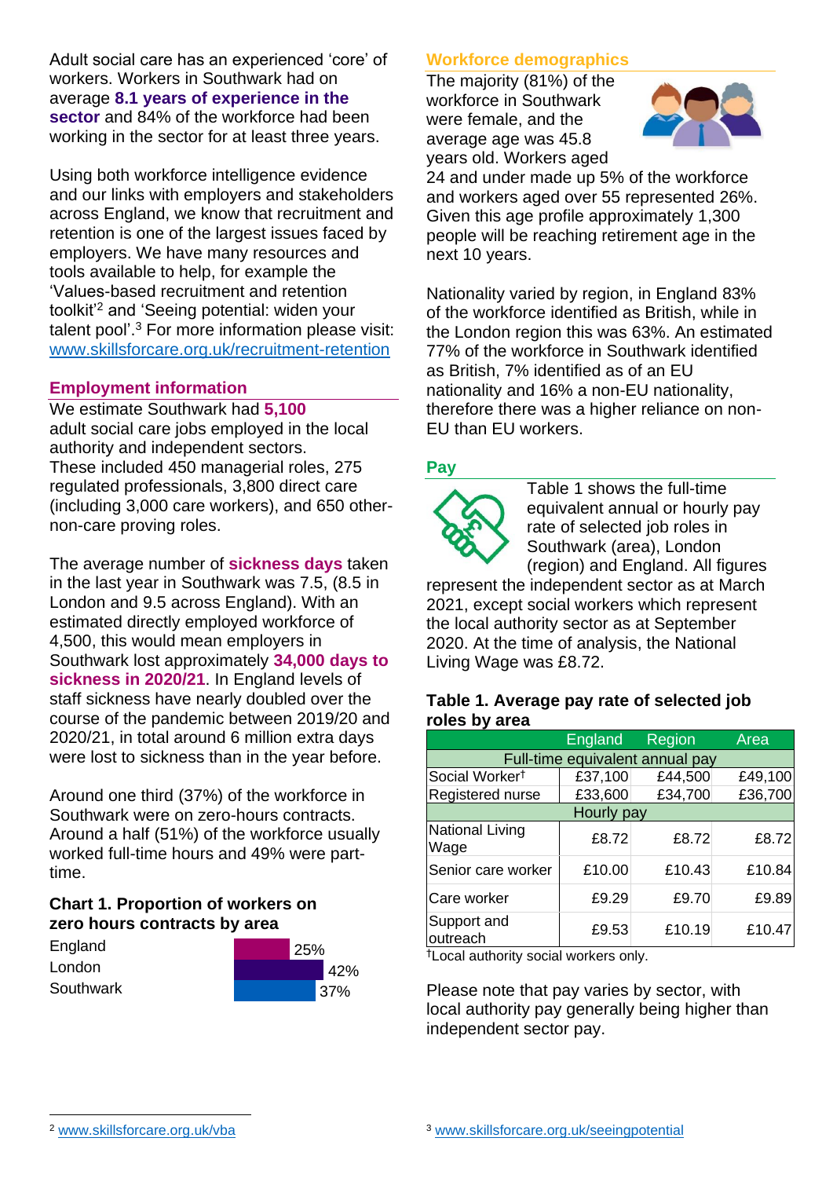Adult social care has an experienced 'core' of workers. Workers in Southwark had on average **8.1 years of experience in the sector** and 84% of the workforce had been working in the sector for at least three years.

Using both workforce intelligence evidence and our links with employers and stakeholders across England, we know that recruitment and retention is one of the largest issues faced by employers. We have many resources and tools available to help, for example the 'Values-based recruitment and retention toolkit'[2] and 'Seeing potential: widen your talent pool'.[3] For more information please visit: www.skillsforcare.org.uk/recruitment-retention

## Employment information

We estimate Southwark had **5,100** adult social care jobs employed in the local authority and independent sectors. These included 450 managerial roles, 275 regulated professionals, 3,800 direct care (including 3,000 care workers), and 650 other-non-care proving roles.

The average number of **sickness days** taken in the last year in Southwark was 7.5, (8.5 in London and 9.5 across England). With an estimated directly employed workforce of 4,500, this would mean employers in Southwark lost approximately **34,000 days to sickness in 2020/21**. In England levels of staff sickness have nearly doubled over the course of the pandemic between 2019/20 and 2020/21, in total around 6 million extra days were lost to sickness than in the year before.

Around one third (37%) of the workforce in Southwark were on zero-hours contracts. Around a half (51%) of the workforce usually worked full-time hours and 49% were part-time.

### Chart 1. Proportion of workers on zero hours contracts by area

| Area | Proportion |
|---|---|
| England | 25% |
| London | 42% |
| Southwark | 37% |

## Workforce demographics

The majority (81%) of the workforce in Southwark were female, and the average age was 45.8 years old. Workers aged 24 and under made up 5% of the workforce and workers aged over 55 represented 26%. Given this age profile approximately 1,300 people will be reaching retirement age in the next 10 years.

Nationality varied by region, in England 83% of the workforce identified as British, while in the London region this was 63%. An estimated 77% of the workforce in Southwark identified as British, 7% identified as of an EU nationality and 16% a non-EU nationality, therefore there was a higher reliance on non-EU than EU workers.

## Pay

Table 1 shows the full-time equivalent annual or hourly pay rate of selected job roles in Southwark (area), London (region) and England. All figures represent the independent sector as at March 2021, except social workers which represent the local authority sector as at September 2020. At the time of analysis, the National Living Wage was £8.72.

### Table 1. Average pay rate of selected job roles by area

| | England | Region | Area |
|---|---|---|---|
| **Full-time equivalent annual pay** | | | |
| Social Worker† | £37,100 | £44,500 | £49,100 |
| Registered nurse | £33,600 | £34,700 | £36,700 |
| **Hourly pay** | | | |
| National Living Wage | £8.72 | £8.72 | £8.72 |
| Senior care worker | £10.00 | £10.43 | £10.84 |
| Care worker | £9.29 | £9.70 | £9.89 |
| Support and outreach | £9.53 | £10.19 | £10.47 |

†Local authority social workers only.

Please note that pay varies by sector, with local authority pay generally being higher than independent sector pay.

[2] www.skillsforcare.org.uk/vba

[3] www.skillsforcare.org.uk/seeingpotential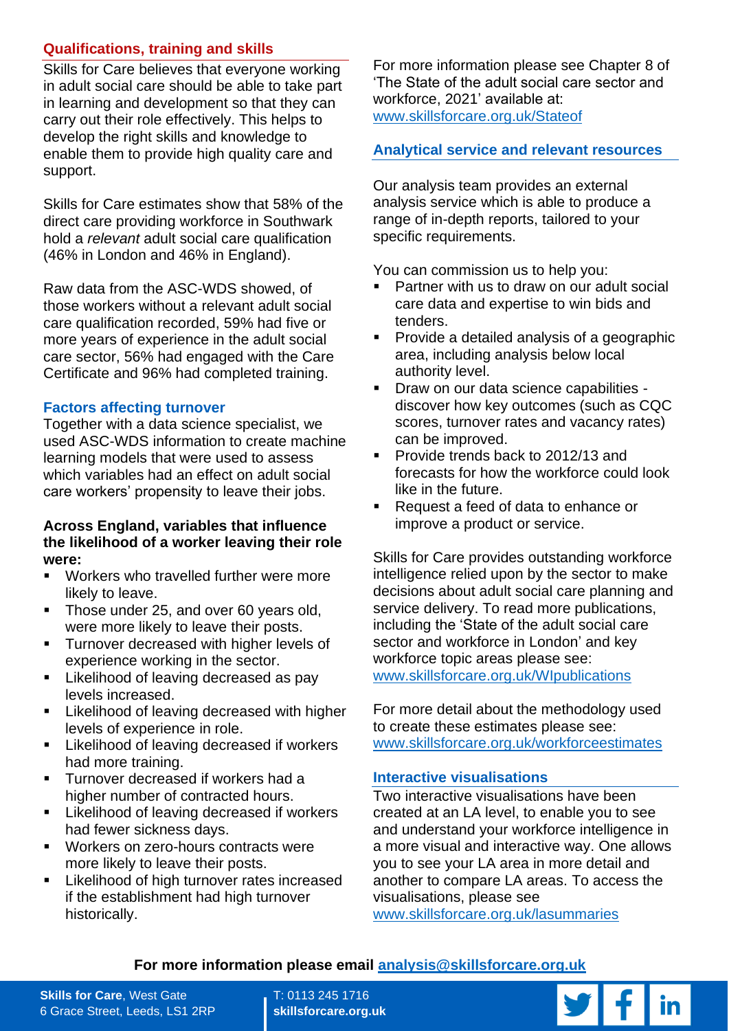## Qualifications, training and skills

Skills for Care believes that everyone working in adult social care should be able to take part in learning and development so that they can carry out their role effectively. This helps to develop the right skills and knowledge to enable them to provide high quality care and support.

Skills for Care estimates show that 58% of the direct care providing workforce in Southwark hold a *relevant* adult social care qualification (46% in London and 46% in England).

Raw data from the ASC-WDS showed, of those workers without a relevant adult social care qualification recorded, 59% had five or more years of experience in the adult social care sector, 56% had engaged with the Care Certificate and 96% had completed training.

## Factors affecting turnover

Together with a data science specialist, we used ASC-WDS information to create machine learning models that were used to assess which variables had an effect on adult social care workers' propensity to leave their jobs.

**Across England, variables that influence the likelihood of a worker leaving their role were:**

- Workers who travelled further were more likely to leave.
- Those under 25, and over 60 years old, were more likely to leave their posts.
- Turnover decreased with higher levels of experience working in the sector.
- Likelihood of leaving decreased as pay levels increased.
- Likelihood of leaving decreased with higher levels of experience in role.
- Likelihood of leaving decreased if workers had more training.
- Turnover decreased if workers had a higher number of contracted hours.
- Likelihood of leaving decreased if workers had fewer sickness days.
- Workers on zero-hours contracts were more likely to leave their posts.
- Likelihood of high turnover rates increased if the establishment had high turnover historically.

For more information please see Chapter 8 of 'The State of the adult social care sector and workforce, 2021' available at: www.skillsforcare.org.uk/Stateof

## Analytical service and relevant resources

Our analysis team provides an external analysis service which is able to produce a range of in-depth reports, tailored to your specific requirements.

You can commission us to help you:

- Partner with us to draw on our adult social care data and expertise to win bids and tenders.
- Provide a detailed analysis of a geographic area, including analysis below local authority level.
- Draw on our data science capabilities - discover how key outcomes (such as CQC scores, turnover rates and vacancy rates) can be improved.
- Provide trends back to 2012/13 and forecasts for how the workforce could look like in the future.
- Request a feed of data to enhance or improve a product or service.

Skills for Care provides outstanding workforce intelligence relied upon by the sector to make decisions about adult social care planning and service delivery. To read more publications, including the 'State of the adult social care sector and workforce in London' and key workforce topic areas please see: www.skillsforcare.org.uk/WIpublications

For more detail about the methodology used to create these estimates please see: www.skillsforcare.org.uk/workforceestimates

## Interactive visualisations

Two interactive visualisations have been created at an LA level, to enable you to see and understand your workforce intelligence in a more visual and interactive way. One allows you to see your LA area in more detail and another to compare LA areas. To access the visualisations, please see www.skillsforcare.org.uk/lasummaries

**For more information please email analysis@skillsforcare.org.uk**

**Skills for Care**, West Gate
6 Grace Street, Leeds, LS1 2RP

T: 0113 245 1716
**skillsforcare.org.uk**